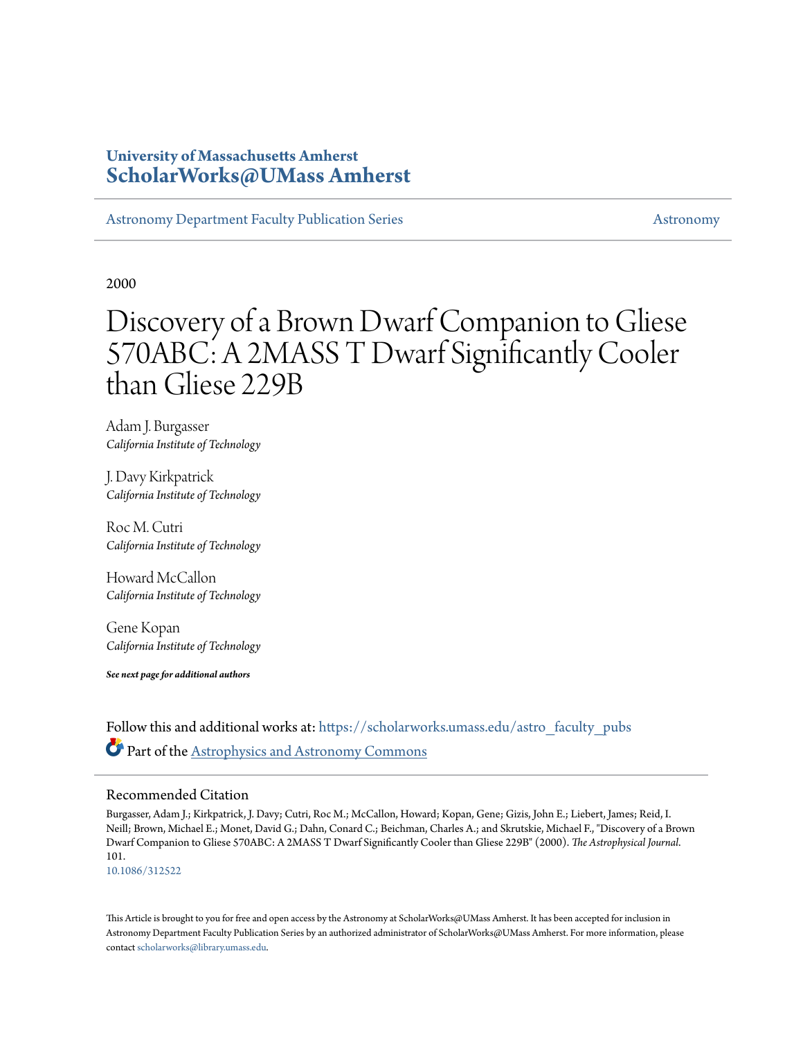**University of Massachusetts Amherst**
**ScholarWorks@UMass Amherst**

Astronomy Department Faculty Publication Series | Astronomy

2000

# Discovery of a Brown Dwarf Companion to Gliese 570ABC: A 2MASS T Dwarf Significantly Cooler than Gliese 229B

Adam J. Burgasser
*California Institute of Technology*

J. Davy Kirkpatrick
*California Institute of Technology*

Roc M. Cutri
*California Institute of Technology*

Howard McCallon
*California Institute of Technology*

Gene Kopan
*California Institute of Technology*

***See next page for additional authors***

Follow this and additional works at: https://scholarworks.umass.edu/astro_faculty_pubs

Part of the Astrophysics and Astronomy Commons

## Recommended Citation

Burgasser, Adam J.; Kirkpatrick, J. Davy; Cutri, Roc M.; McCallon, Howard; Kopan, Gene; Gizis, John E.; Liebert, James; Reid, I. Neill; Brown, Michael E.; Monet, David G.; Dahn, Conard C.; Beichman, Charles A.; and Skrutskie, Michael F., "Discovery of a Brown Dwarf Companion to Gliese 570ABC: A 2MASS T Dwarf Significantly Cooler than Gliese 229B" (2000). *The Astrophysical Journal*. 101.
10.1086/312522

This Article is brought to you for free and open access by the Astronomy at ScholarWorks@UMass Amherst. It has been accepted for inclusion in Astronomy Department Faculty Publication Series by an authorized administrator of ScholarWorks@UMass Amherst. For more information, please contact scholarworks@library.umass.edu.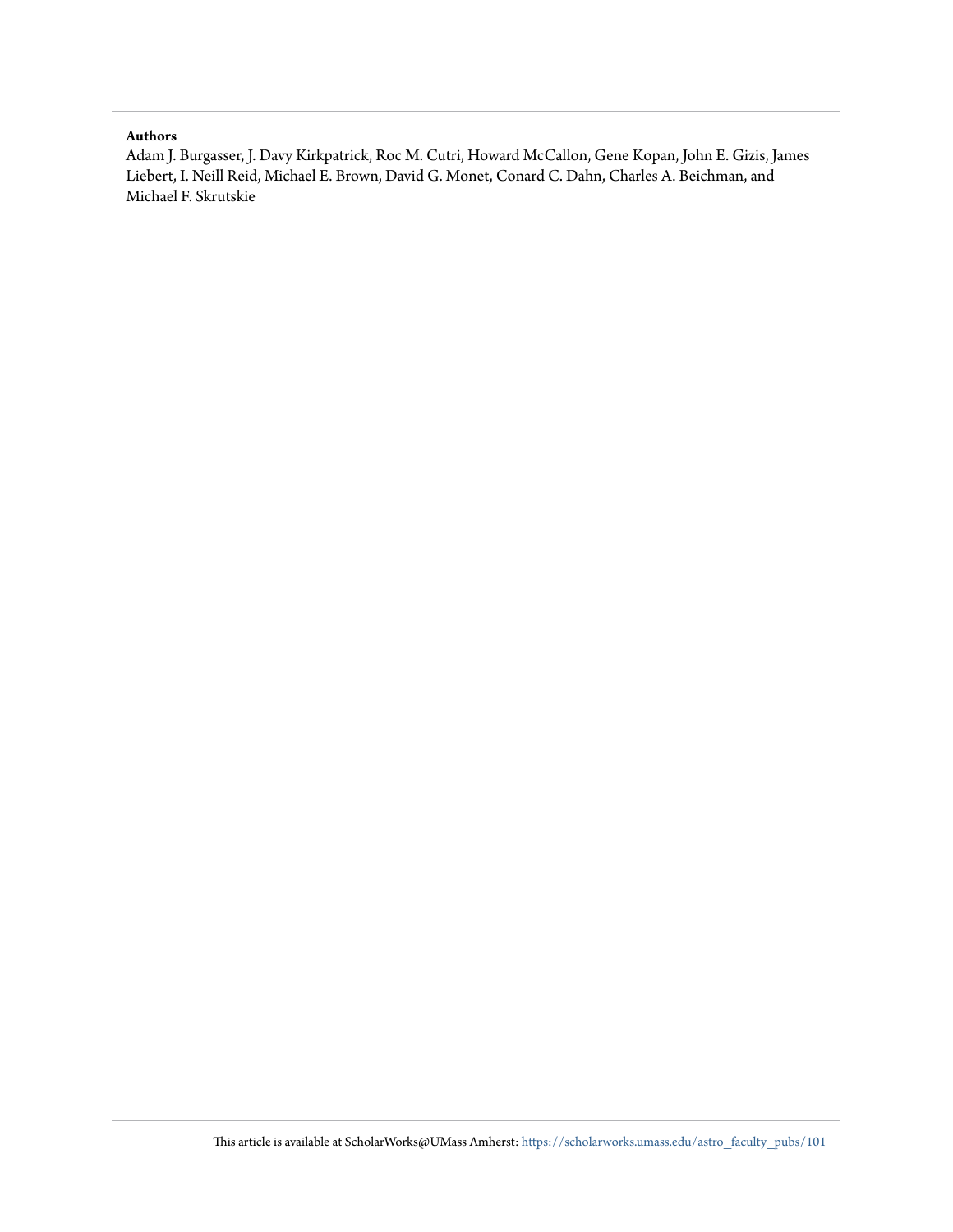**Authors**

Adam J. Burgasser, J. Davy Kirkpatrick, Roc M. Cutri, Howard McCallon, Gene Kopan, John E. Gizis, James Liebert, I. Neill Reid, Michael E. Brown, David G. Monet, Conard C. Dahn, Charles A. Beichman, and Michael F. Skrutskie

This article is available at ScholarWorks@UMass Amherst: https://scholarworks.umass.edu/astro_faculty_pubs/101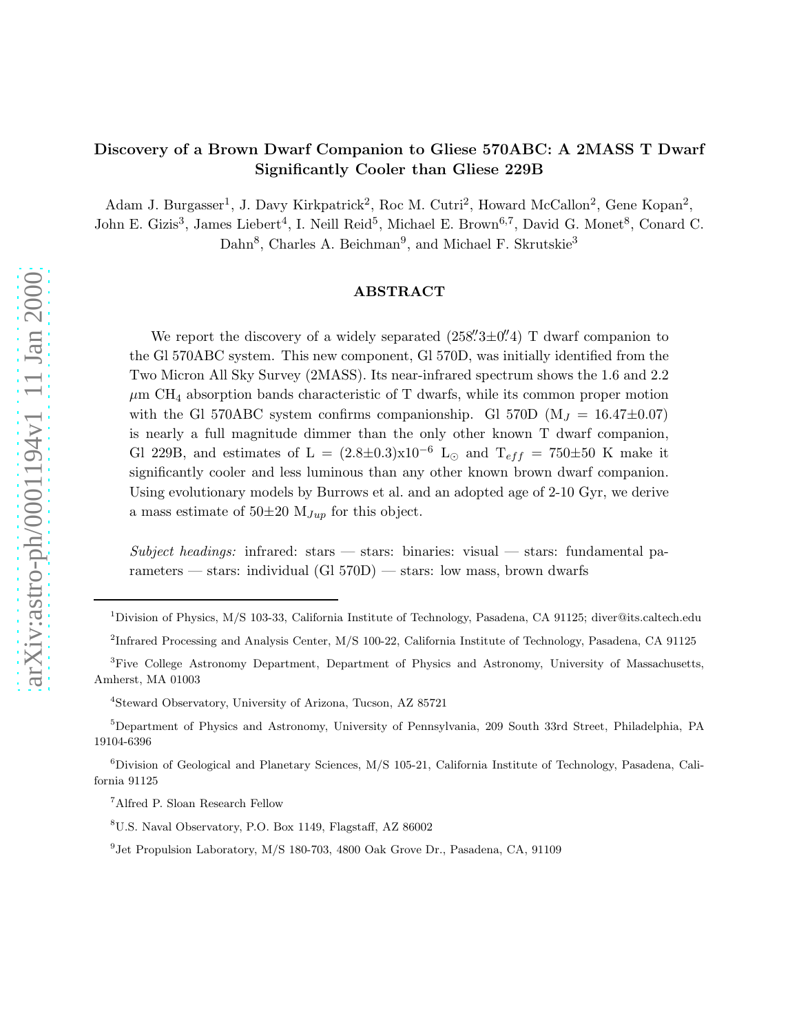# Discovery of a Brown Dwarf Companion to Gliese 570ABC: A 2MASS T Dwarf Significantly Cooler than Gliese 229B

Adam J. Burgasser[1], J. Davy Kirkpatrick[2], Roc M. Cutri[2], Howard McCallon[2], Gene Kopan[2], John E. Gizis[3], James Liebert[4], I. Neill Reid[5], Michael E. Brown[6,7], David G. Monet[8], Conard C. Dahn[8], Charles A. Beichman[9], and Michael F. Skrutskie[3]

## ABSTRACT

We report the discovery of a widely separated ($258\farcs3 \pm 0\farcs4$) T dwarf companion to the Gl 570ABC system. This new component, Gl 570D, was initially identified from the Two Micron All Sky Survey (2MASS). Its near-infrared spectrum shows the 1.6 and 2.2 $\mu$m $CH_4$ absorption bands characteristic of T dwarfs, while its common proper motion with the Gl 570ABC system confirms companionship. Gl 570D ($M_J = 16.47 \pm 0.07$) is nearly a full magnitude dimmer than the only other known T dwarf companion, Gl 229B, and estimates of $L = (2.8 \pm 0.3) \mathrm{x} 10^{-6}$ $L_{\odot}$ and $T_{eff} = 750 \pm 50$ K make it significantly cooler and less luminous than any other known brown dwarf companion. Using evolutionary models by Burrows et al. and an adopted age of 2-10 Gyr, we derive a mass estimate of $50 \pm 20$ $M_{Jup}$ for this object.

*Subject headings:* infrared: stars — stars: binaries: visual — stars: fundamental parameters — stars: individual (Gl 570D) — stars: low mass, brown dwarfs

---

[1] Division of Physics, M/S 103-33, California Institute of Technology, Pasadena, CA 91125; diver@its.caltech.edu

[2] Infrared Processing and Analysis Center, M/S 100-22, California Institute of Technology, Pasadena, CA 91125

[3] Five College Astronomy Department, Department of Physics and Astronomy, University of Massachusetts, Amherst, MA 01003

[4] Steward Observatory, University of Arizona, Tucson, AZ 85721

[5] Department of Physics and Astronomy, University of Pennsylvania, 209 South 33rd Street, Philadelphia, PA 19104-6396

[6] Division of Geological and Planetary Sciences, M/S 105-21, California Institute of Technology, Pasadena, California 91125

[7] Alfred P. Sloan Research Fellow

[8] U.S. Naval Observatory, P.O. Box 1149, Flagstaff, AZ 86002

[9] Jet Propulsion Laboratory, M/S 180-703, 4800 Oak Grove Dr., Pasadena, CA, 91109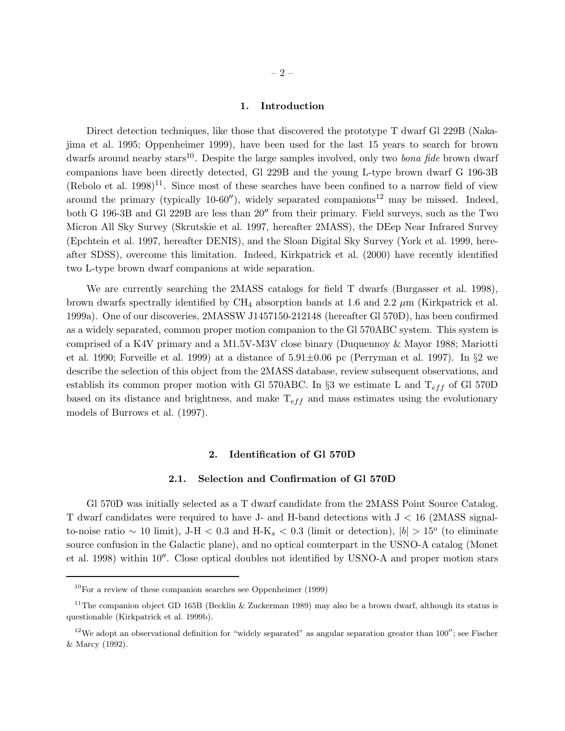## 1. Introduction

Direct detection techniques, like those that discovered the prototype T dwarf Gl 229B (Nakajima et al. 1995; Oppenheimer 1999), have been used for the last 15 years to search for brown dwarfs around nearby stars[10]. Despite the large samples involved, only two *bona fide* brown dwarf companions have been directly detected, Gl 229B and the young L-type brown dwarf G 196-3B (Rebolo et al. 1998)[11]. Since most of these searches have been confined to a narrow field of view around the primary (typically 10-60″), widely separated companions[12] may be missed. Indeed, both G 196-3B and Gl 229B are less than 20″ from their primary. Field surveys, such as the Two Micron All Sky Survey (Skrutskie et al. 1997, hereafter 2MASS), the DEep Near Infrared Survey (Epchtein et al. 1997, hereafter DENIS), and the Sloan Digital Sky Survey (York et al. 1999, hereafter SDSS), overcome this limitation. Indeed, Kirkpatrick et al. (2000) have recently identified two L-type brown dwarf companions at wide separation.

We are currently searching the 2MASS catalogs for field T dwarfs (Burgasser et al. 1998), brown dwarfs spectrally identified by $CH_4$ absorption bands at 1.6 and 2.2 $\mu$m (Kirkpatrick et al. 1999a). One of our discoveries, 2MASSW J1457150-212148 (hereafter Gl 570D), has been confirmed as a widely separated, common proper motion companion to the Gl 570ABC system. This system is comprised of a K4V primary and a M1.5V-M3V close binary (Duquennoy & Mayor 1988; Mariotti et al. 1990; Forveille et al. 1999) at a distance of 5.91±0.06 pc (Perryman et al. 1997). In §2 we describe the selection of this object from the 2MASS database, review subsequent observations, and establish its common proper motion with Gl 570ABC. In §3 we estimate L and $T_{eff}$ of Gl 570D based on its distance and brightness, and make $T_{eff}$ and mass estimates using the evolutionary models of Burrows et al. (1997).

## 2. Identification of Gl 570D

### 2.1. Selection and Confirmation of Gl 570D

Gl 570D was initially selected as a T dwarf candidate from the 2MASS Point Source Catalog. T dwarf candidates were required to have J- and H-band detections with J < 16 (2MASS signal-to-noise ratio ~ 10 limit), J-H < 0.3 and H-$K_s$ < 0.3 (limit or detection), $|b| > 15^o$ (to eliminate source confusion in the Galactic plane), and no optical counterpart in the USNO-A catalog (Monet et al. 1998) within 10″. Close optical doubles not identified by USNO-A and proper motion stars

---

[10] For a review of these companion searches see Oppenheimer (1999)

[11] The companion object GD 165B (Becklin & Zuckerman 1989) may also be a brown dwarf, although its status is questionable (Kirkpatrick et al. 1999b).

[12] We adopt an observational definition for "widely separated" as angular separation greater than 100″; see Fischer & Marcy (1992).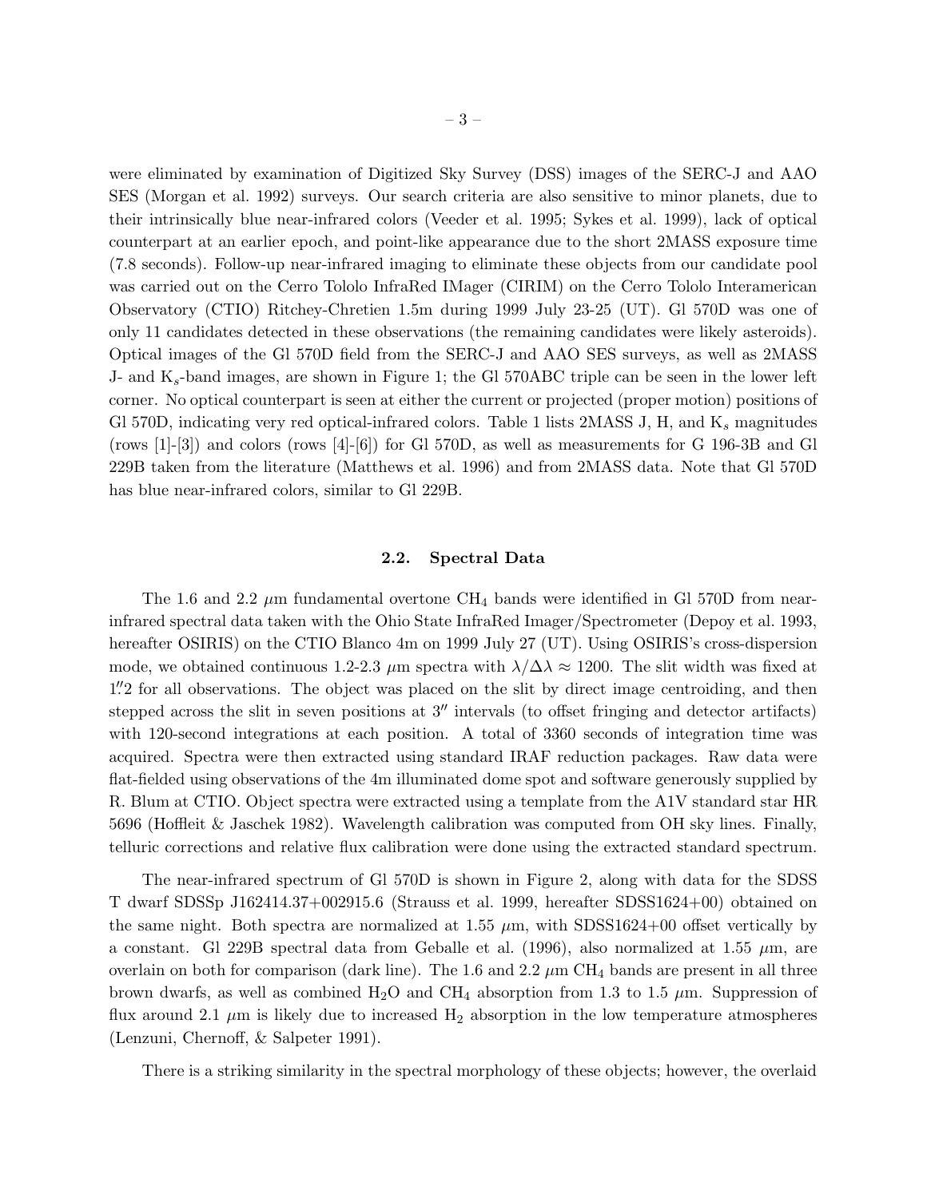were eliminated by examination of Digitized Sky Survey (DSS) images of the SERC-J and AAO SES (Morgan et al. 1992) surveys. Our search criteria are also sensitive to minor planets, due to their intrinsically blue near-infrared colors (Veeder et al. 1995; Sykes et al. 1999), lack of optical counterpart at an earlier epoch, and point-like appearance due to the short 2MASS exposure time (7.8 seconds). Follow-up near-infrared imaging to eliminate these objects from our candidate pool was carried out on the Cerro Tololo InfraRed IMager (CIRIM) on the Cerro Tololo Interamerican Observatory (CTIO) Ritchey-Chretien 1.5m during 1999 July 23-25 (UT). Gl 570D was one of only 11 candidates detected in these observations (the remaining candidates were likely asteroids). Optical images of the Gl 570D field from the SERC-J and AAO SES surveys, as well as 2MASS J- and $K_s$-band images, are shown in Figure 1; the Gl 570ABC triple can be seen in the lower left corner. No optical counterpart is seen at either the current or projected (proper motion) positions of Gl 570D, indicating very red optical-infrared colors. Table 1 lists 2MASS J, H, and $K_s$ magnitudes (rows [1]-[3]) and colors (rows [4]-[6]) for Gl 570D, as well as measurements for G 196-3B and Gl 229B taken from the literature (Matthews et al. 1996) and from 2MASS data. Note that Gl 570D has blue near-infrared colors, similar to Gl 229B.

### 2.2. Spectral Data

The 1.6 and 2.2 $\mu$m fundamental overtone $CH_4$ bands were identified in Gl 570D from near-infrared spectral data taken with the Ohio State InfraRed Imager/Spectrometer (Depoy et al. 1993, hereafter OSIRIS) on the CTIO Blanco 4m on 1999 July 27 (UT). Using OSIRIS's cross-dispersion mode, we obtained continuous 1.2-2.3 $\mu$m spectra with $\lambda/\Delta\lambda \approx 1200$. The slit width was fixed at $1\farcs2$ for all observations. The object was placed on the slit by direct image centroiding, and then stepped across the slit in seven positions at $3''$ intervals (to offset fringing and detector artifacts) with 120-second integrations at each position. A total of 3360 seconds of integration time was acquired. Spectra were then extracted using standard IRAF reduction packages. Raw data were flat-fielded using observations of the 4m illuminated dome spot and software generously supplied by R. Blum at CTIO. Object spectra were extracted using a template from the A1V standard star HR 5696 (Hoffleit & Jaschek 1982). Wavelength calibration was computed from OH sky lines. Finally, telluric corrections and relative flux calibration were done using the extracted standard spectrum.

The near-infrared spectrum of Gl 570D is shown in Figure 2, along with data for the SDSS T dwarf SDSSp J162414.37+002915.6 (Strauss et al. 1999, hereafter SDSS1624+00) obtained on the same night. Both spectra are normalized at 1.55 $\mu$m, with SDSS1624+00 offset vertically by a constant. Gl 229B spectral data from Geballe et al. (1996), also normalized at 1.55 $\mu$m, are overlain on both for comparison (dark line). The 1.6 and 2.2 $\mu$m $CH_4$ bands are present in all three brown dwarfs, as well as combined $H_2O$ and $CH_4$ absorption from 1.3 to 1.5 $\mu$m. Suppression of flux around 2.1 $\mu$m is likely due to increased $H_2$ absorption in the low temperature atmospheres (Lenzuni, Chernoff, & Salpeter 1991).

There is a striking similarity in the spectral morphology of these objects; however, the overlaid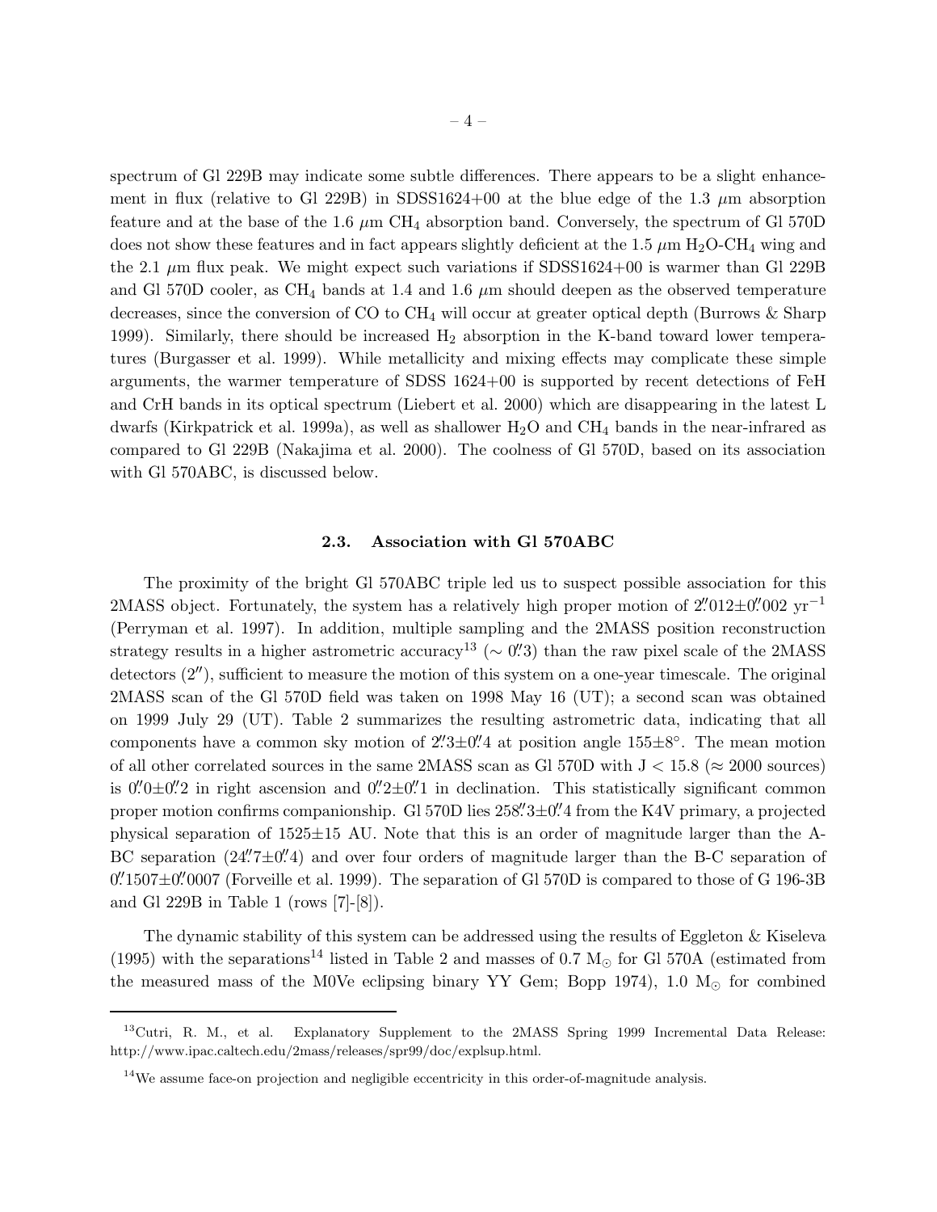spectrum of Gl 229B may indicate some subtle differences. There appears to be a slight enhancement in flux (relative to Gl 229B) in SDSS1624+00 at the blue edge of the 1.3 $\mu$m absorption feature and at the base of the 1.6 $\mu$m $CH_4$ absorption band. Conversely, the spectrum of Gl 570D does not show these features and in fact appears slightly deficient at the 1.5 $\mu$m $H_2O$-$CH_4$ wing and the 2.1 $\mu$m flux peak. We might expect such variations if SDSS1624+00 is warmer than Gl 229B and Gl 570D cooler, as $CH_4$ bands at 1.4 and 1.6 $\mu$m should deepen as the observed temperature decreases, since the conversion of CO to $CH_4$ will occur at greater optical depth (Burrows & Sharp 1999). Similarly, there should be increased $H_2$ absorption in the K-band toward lower temperatures (Burgasser et al. 1999). While metallicity and mixing effects may complicate these simple arguments, the warmer temperature of SDSS 1624+00 is supported by recent detections of FeH and CrH bands in its optical spectrum (Liebert et al. 2000) which are disappearing in the latest L dwarfs (Kirkpatrick et al. 1999a), as well as shallower $H_2O$ and $CH_4$ bands in the near-infrared as compared to Gl 229B (Nakajima et al. 2000). The coolness of Gl 570D, based on its association with Gl 570ABC, is discussed below.

### 2.3. Association with Gl 570ABC

The proximity of the bright Gl 570ABC triple led us to suspect possible association for this 2MASS object. Fortunately, the system has a relatively high proper motion of $2\farcs012 \pm 0\farcs002$ yr$^{-1}$ (Perryman et al. 1997). In addition, multiple sampling and the 2MASS position reconstruction strategy results in a higher astrometric accuracy[13] ($\sim 0\farcs3$) than the raw pixel scale of the 2MASS detectors ($2''$), sufficient to measure the motion of this system on a one-year timescale. The original 2MASS scan of the Gl 570D field was taken on 1998 May 16 (UT); a second scan was obtained on 1999 July 29 (UT). Table 2 summarizes the resulting astrometric data, indicating that all components have a common sky motion of $2\farcs3 \pm 0\farcs4$ at position angle $155 \pm 8^\circ$. The mean motion of all other correlated sources in the same 2MASS scan as Gl 570D with J < 15.8 ($\approx$ 2000 sources) is $0\farcs0 \pm 0\farcs2$ in right ascension and $0\farcs2 \pm 0\farcs1$ in declination. This statistically significant common proper motion confirms companionship. Gl 570D lies $258\farcs3 \pm 0\farcs4$ from the K4V primary, a projected physical separation of $1525 \pm 15$ AU. Note that this is an order of magnitude larger than the A-BC separation ($24\farcs7 \pm 0\farcs4$) and over four orders of magnitude larger than the B-C separation of $0\farcs1507 \pm 0\farcs0007$ (Forveille et al. 1999). The separation of Gl 570D is compared to those of G 196-3B and Gl 229B in Table 1 (rows [7]-[8]).

The dynamic stability of this system can be addressed using the results of Eggleton & Kiseleva (1995) with the separations[14] listed in Table 2 and masses of 0.7 $M_\odot$ for Gl 570A (estimated from the measured mass of the M0Ve eclipsing binary YY Gem; Bopp 1974), 1.0 $M_\odot$ for combined

---

[13] Cutri, R. M., et al. Explanatory Supplement to the 2MASS Spring 1999 Incremental Data Release: http://www.ipac.caltech.edu/2mass/releases/spr99/doc/explsup.html.

[14] We assume face-on projection and negligible eccentricity in this order-of-magnitude analysis.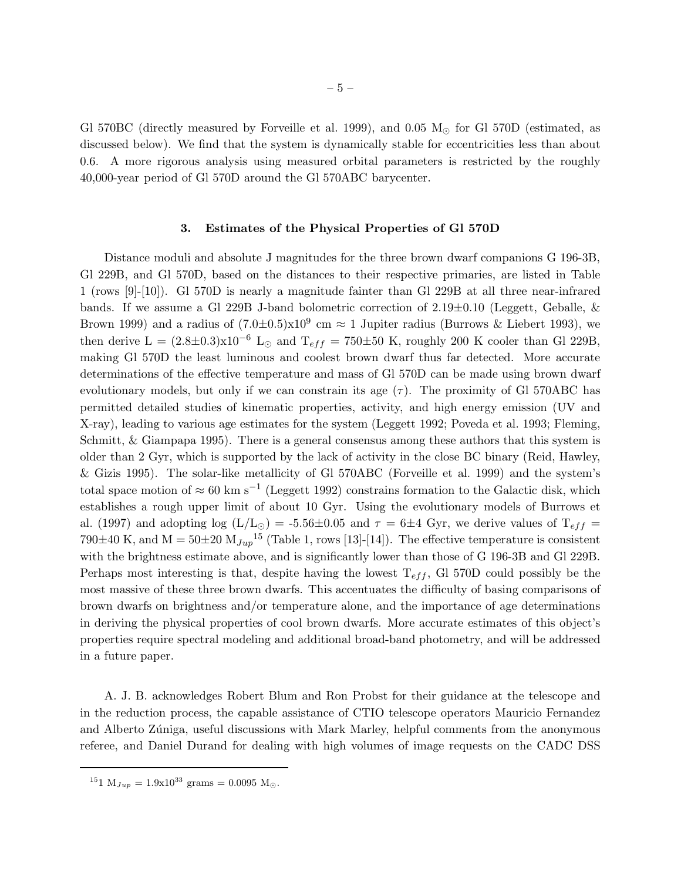Gl 570BC (directly measured by Forveille et al. 1999), and 0.05 $M_\odot$ for Gl 570D (estimated, as discussed below). We find that the system is dynamically stable for eccentricities less than about 0.6. A more rigorous analysis using measured orbital parameters is restricted by the roughly 40,000-year period of Gl 570D around the Gl 570ABC barycenter.

## 3. Estimates of the Physical Properties of Gl 570D

Distance moduli and absolute J magnitudes for the three brown dwarf companions G 196-3B, Gl 229B, and Gl 570D, based on the distances to their respective primaries, are listed in Table 1 (rows [9]-[10]). Gl 570D is nearly a magnitude fainter than Gl 229B at all three near-infrared bands. If we assume a Gl 229B J-band bolometric correction of 2.19±0.10 (Leggett, Geballe, & Brown 1999) and a radius of $(7.0\pm0.5)\text{x}10^9$ cm ≈ 1 Jupiter radius (Burrows & Liebert 1993), we then derive L = $(2.8\pm0.3)\text{x}10^{-6}$ $L_\odot$ and $T_{eff}$ = 750±50 K, roughly 200 K cooler than Gl 229B, making Gl 570D the least luminous and coolest brown dwarf thus far detected. More accurate determinations of the effective temperature and mass of Gl 570D can be made using brown dwarf evolutionary models, but only if we can constrain its age ($\tau$). The proximity of Gl 570ABC has permitted detailed studies of kinematic properties, activity, and high energy emission (UV and X-ray), leading to various age estimates for the system (Leggett 1992; Poveda et al. 1993; Fleming, Schmitt, & Giampapa 1995). There is a general consensus among these authors that this system is older than 2 Gyr, which is supported by the lack of activity in the close BC binary (Reid, Hawley, & Gizis 1995). The solar-like metallicity of Gl 570ABC (Forveille et al. 1999) and the system's total space motion of ≈ 60 km $s^{-1}$ (Leggett 1992) constrains formation to the Galactic disk, which establishes a rough upper limit of about 10 Gyr. Using the evolutionary models of Burrows et al. (1997) and adopting log $(L/L_\odot)$ = -5.56±0.05 and $\tau$ = 6±4 Gyr, we derive values of $T_{eff}$ = 790±40 K, and M = 50±20 $M_{Jup}$[15] (Table 1, rows [13]-[14]). The effective temperature is consistent with the brightness estimate above, and is significantly lower than those of G 196-3B and Gl 229B. Perhaps most interesting is that, despite having the lowest $T_{eff}$, Gl 570D could possibly be the most massive of these three brown dwarfs. This accentuates the difficulty of basing comparisons of brown dwarfs on brightness and/or temperature alone, and the importance of age determinations in deriving the physical properties of cool brown dwarfs. More accurate estimates of this object's properties require spectral modeling and additional broad-band photometry, and will be addressed in a future paper.

A. J. B. acknowledges Robert Blum and Ron Probst for their guidance at the telescope and in the reduction process, the capable assistance of CTIO telescope operators Mauricio Fernandez and Alberto Zúniga, useful discussions with Mark Marley, helpful comments from the anonymous referee, and Daniel Durand for dealing with high volumes of image requests on the CADC DSS

---

[15] 1 $M_{Jup}$ = $1.9\text{x}10^{33}$ grams = 0.0095 $M_\odot$.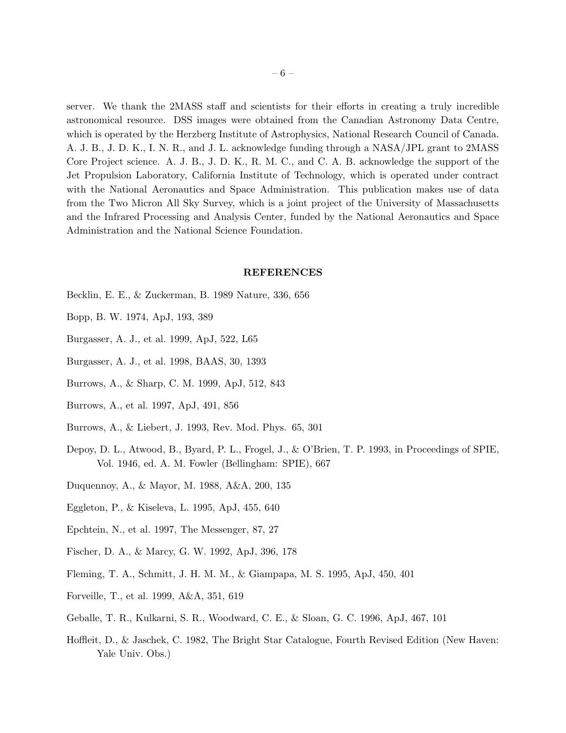server. We thank the 2MASS staff and scientists for their efforts in creating a truly incredible astronomical resource. DSS images were obtained from the Canadian Astronomy Data Centre, which is operated by the Herzberg Institute of Astrophysics, National Research Council of Canada. A. J. B., J. D. K., I. N. R., and J. L. acknowledge funding through a NASA/JPL grant to 2MASS Core Project science. A. J. B., J. D. K., R. M. C., and C. A. B. acknowledge the support of the Jet Propulsion Laboratory, California Institute of Technology, which is operated under contract with the National Aeronautics and Space Administration. This publication makes use of data from the Two Micron All Sky Survey, which is a joint project of the University of Massachusetts and the Infrared Processing and Analysis Center, funded by the National Aeronautics and Space Administration and the National Science Foundation.

## REFERENCES

Becklin, E. E., & Zuckerman, B. 1989 Nature, 336, 656

Bopp, B. W. 1974, ApJ, 193, 389

Burgasser, A. J., et al. 1999, ApJ, 522, L65

Burgasser, A. J., et al. 1998, BAAS, 30, 1393

Burrows, A., & Sharp, C. M. 1999, ApJ, 512, 843

Burrows, A., et al. 1997, ApJ, 491, 856

Burrows, A., & Liebert, J. 1993, Rev. Mod. Phys. 65, 301

Depoy, D. L., Atwood, B., Byard, P. L., Frogel, J., & O'Brien, T. P. 1993, in Proceedings of SPIE, Vol. 1946, ed. A. M. Fowler (Bellingham: SPIE), 667

Duquennoy, A., & Mayor, M. 1988, A&A, 200, 135

Eggleton, P., & Kiseleva, L. 1995, ApJ, 455, 640

Epchtein, N., et al. 1997, The Messenger, 87, 27

Fischer, D. A., & Marcy, G. W. 1992, ApJ, 396, 178

Fleming, T. A., Schmitt, J. H. M. M., & Giampapa, M. S. 1995, ApJ, 450, 401

Forveille, T., et al. 1999, A&A, 351, 619

Geballe, T. R., Kulkarni, S. R., Woodward, C. E., & Sloan, G. C. 1996, ApJ, 467, 101

Hoffleit, D., & Jaschek, C. 1982, The Bright Star Catalogue, Fourth Revised Edition (New Haven: Yale Univ. Obs.)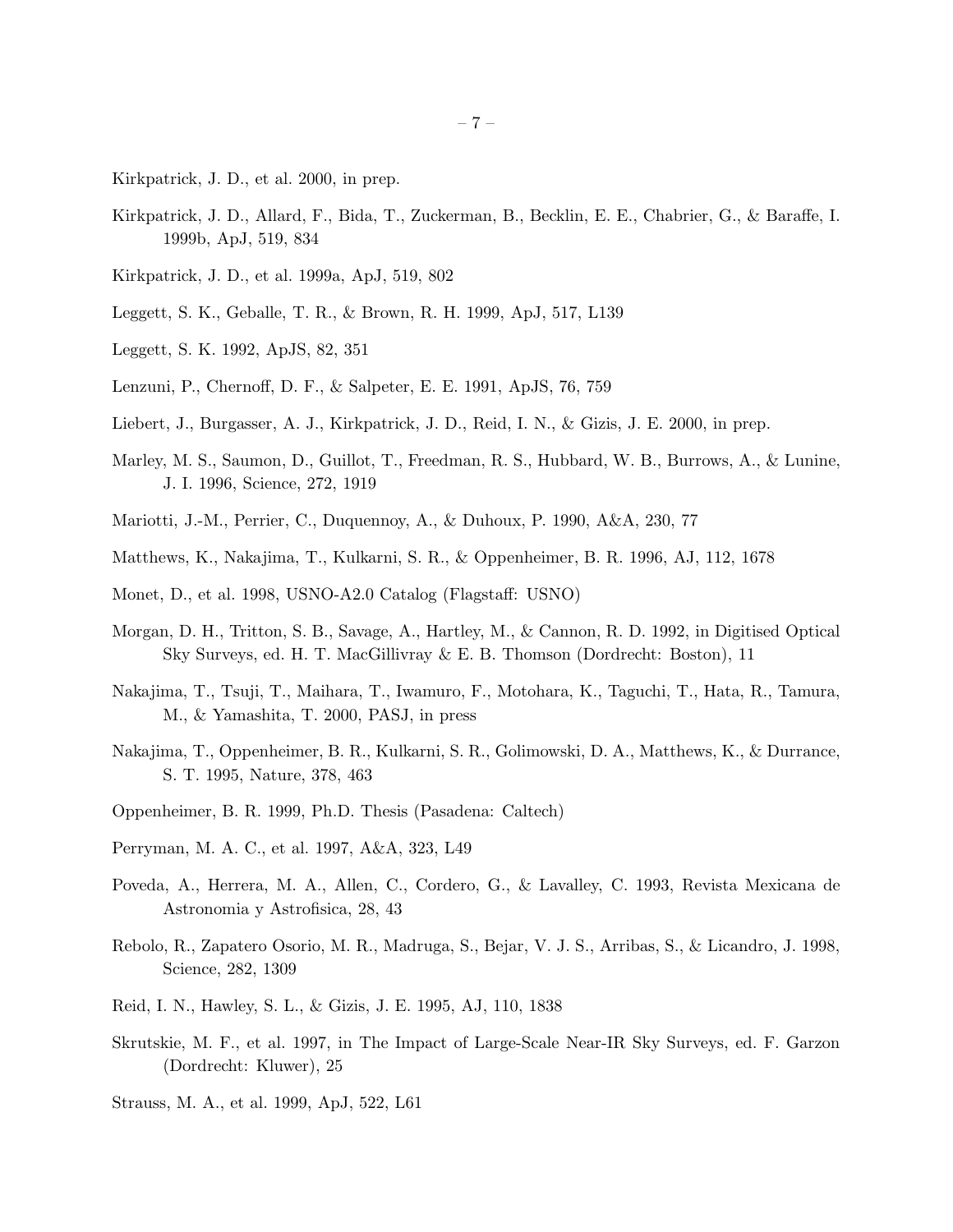Kirkpatrick, J. D., et al. 2000, in prep.

Kirkpatrick, J. D., Allard, F., Bida, T., Zuckerman, B., Becklin, E. E., Chabrier, G., & Baraffe, I. 1999b, ApJ, 519, 834

Kirkpatrick, J. D., et al. 1999a, ApJ, 519, 802

Leggett, S. K., Geballe, T. R., & Brown, R. H. 1999, ApJ, 517, L139

Leggett, S. K. 1992, ApJS, 82, 351

Lenzuni, P., Chernoff, D. F., & Salpeter, E. E. 1991, ApJS, 76, 759

Liebert, J., Burgasser, A. J., Kirkpatrick, J. D., Reid, I. N., & Gizis, J. E. 2000, in prep.

Marley, M. S., Saumon, D., Guillot, T., Freedman, R. S., Hubbard, W. B., Burrows, A., & Lunine, J. I. 1996, Science, 272, 1919

Mariotti, J.-M., Perrier, C., Duquennoy, A., & Duhoux, P. 1990, A&A, 230, 77

Matthews, K., Nakajima, T., Kulkarni, S. R., & Oppenheimer, B. R. 1996, AJ, 112, 1678

Monet, D., et al. 1998, USNO-A2.0 Catalog (Flagstaff: USNO)

Morgan, D. H., Tritton, S. B., Savage, A., Hartley, M., & Cannon, R. D. 1992, in Digitised Optical Sky Surveys, ed. H. T. MacGillivray & E. B. Thomson (Dordrecht: Boston), 11

Nakajima, T., Tsuji, T., Maihara, T., Iwamuro, F., Motohara, K., Taguchi, T., Hata, R., Tamura, M., & Yamashita, T. 2000, PASJ, in press

Nakajima, T., Oppenheimer, B. R., Kulkarni, S. R., Golimowski, D. A., Matthews, K., & Durrance, S. T. 1995, Nature, 378, 463

Oppenheimer, B. R. 1999, Ph.D. Thesis (Pasadena: Caltech)

Perryman, M. A. C., et al. 1997, A&A, 323, L49

Poveda, A., Herrera, M. A., Allen, C., Cordero, G., & Lavalley, C. 1993, Revista Mexicana de Astronomia y Astrofisica, 28, 43

Rebolo, R., Zapatero Osorio, M. R., Madruga, S., Bejar, V. J. S., Arribas, S., & Licandro, J. 1998, Science, 282, 1309

Reid, I. N., Hawley, S. L., & Gizis, J. E. 1995, AJ, 110, 1838

Skrutskie, M. F., et al. 1997, in The Impact of Large-Scale Near-IR Sky Surveys, ed. F. Garzon (Dordrecht: Kluwer), 25

Strauss, M. A., et al. 1999, ApJ, 522, L61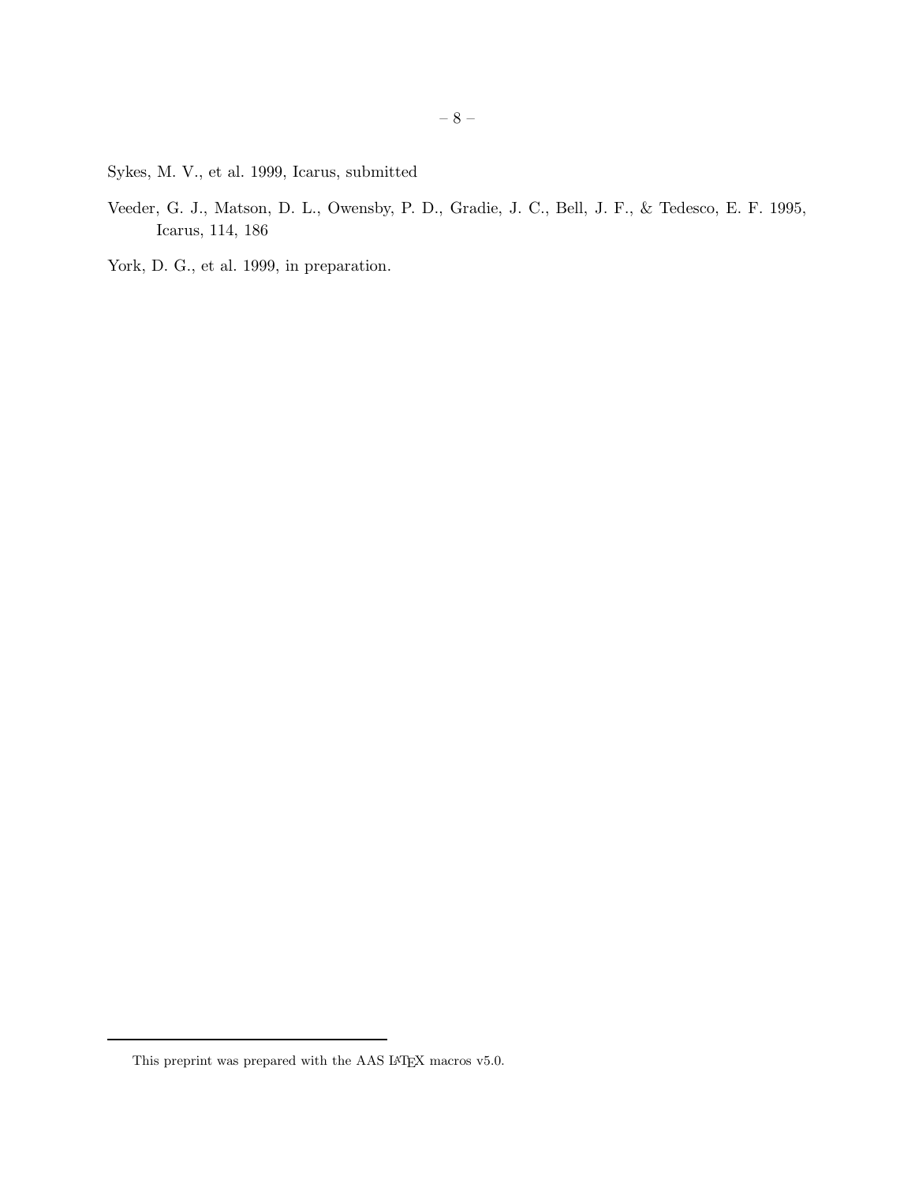Sykes, M. V., et al. 1999, Icarus, submitted

Veeder, G. J., Matson, D. L., Owensby, P. D., Gradie, J. C., Bell, J. F., & Tedesco, E. F. 1995, Icarus, 114, 186

York, D. G., et al. 1999, in preparation.

This preprint was prepared with the AAS LaTeX macros v5.0.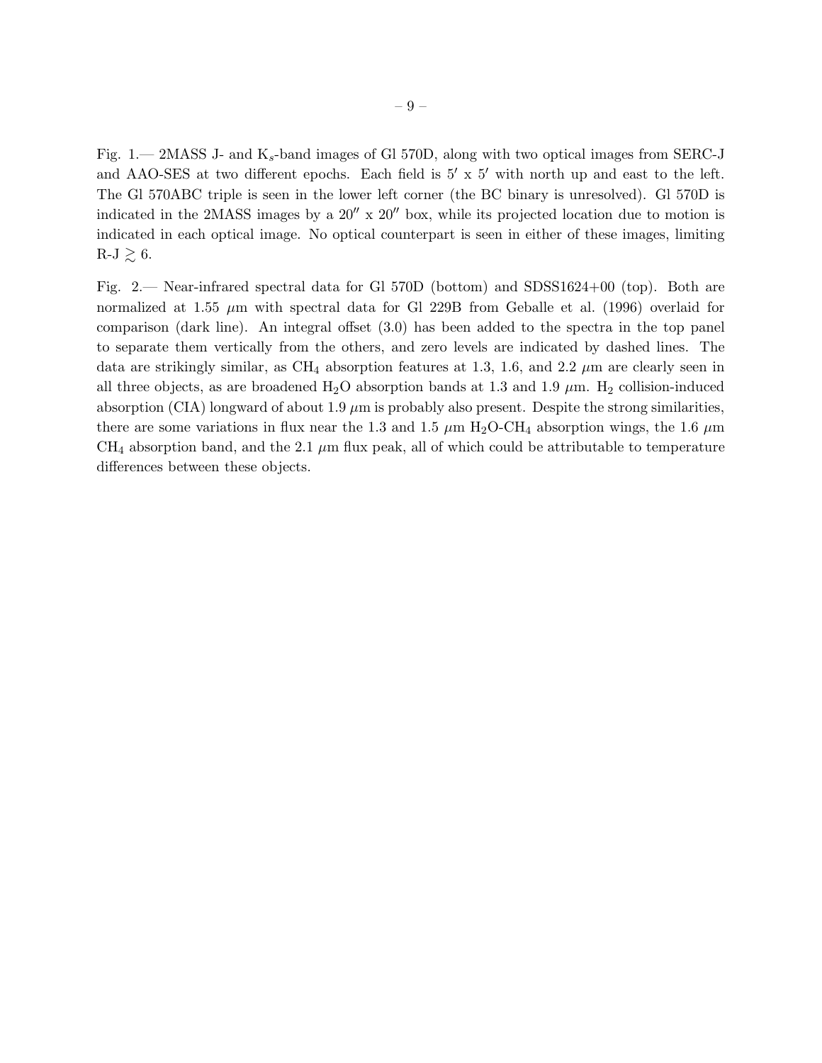Fig. 1.— 2MASS J- and $K_s$-band images of Gl 570D, along with two optical images from SERC-J and AAO-SES at two different epochs. Each field is $5' \times 5'$ with north up and east to the left. The Gl 570ABC triple is seen in the lower left corner (the BC binary is unresolved). Gl 570D is indicated in the 2MASS images by a $20'' \times 20''$ box, while its projected location due to motion is indicated in each optical image. No optical counterpart is seen in either of these images, limiting R-J $\gtrsim$ 6.

Fig. 2.— Near-infrared spectral data for Gl 570D (bottom) and SDSS1624+00 (top). Both are normalized at 1.55 $\mu$m with spectral data for Gl 229B from Geballe et al. (1996) overlaid for comparison (dark line). An integral offset (3.0) has been added to the spectra in the top panel to separate them vertically from the others, and zero levels are indicated by dashed lines. The data are strikingly similar, as $CH_4$ absorption features at 1.3, 1.6, and 2.2 $\mu$m are clearly seen in all three objects, as are broadened $H_2O$ absorption bands at 1.3 and 1.9 $\mu$m. $H_2$ collision-induced absorption (CIA) longward of about 1.9 $\mu$m is probably also present. Despite the strong similarities, there are some variations in flux near the 1.3 and 1.5 $\mu$m $H_2O$-$CH_4$ absorption wings, the 1.6 $\mu$m $CH_4$ absorption band, and the 2.1 $\mu$m flux peak, all of which could be attributable to temperature differences between these objects.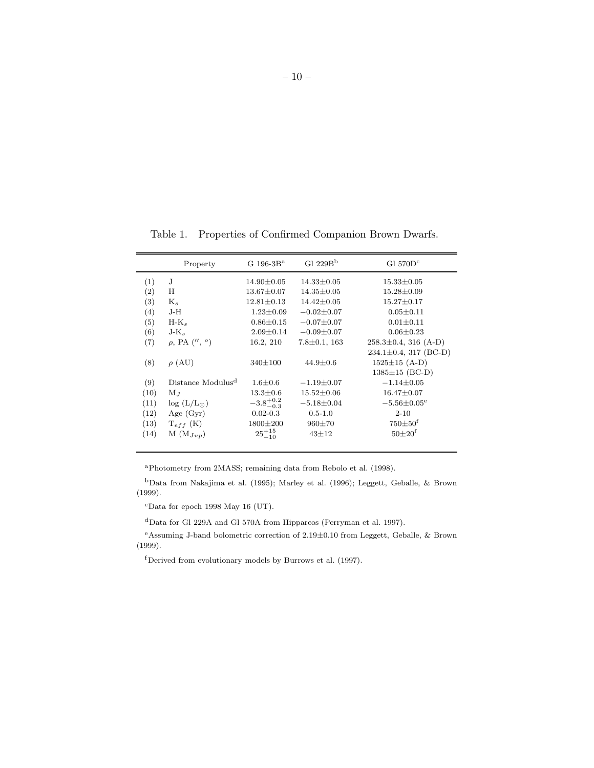Table 1. Properties of Confirmed Companion Brown Dwarfs.

| | Property | G 196-3B[a] | Gl 229B[b] | Gl 570D[c] |
|---|---|---|---|---|
| (1) | J | 14.90±0.05 | 14.33±0.05 | 15.33±0.05 |
| (2) | H | 13.67±0.07 | 14.35±0.05 | 15.28±0.09 |
| (3) | $K_s$ | 12.81±0.13 | 14.42±0.05 | 15.27±0.17 |
| (4) | J-H | 1.23±0.09 | −0.02±0.07 | 0.05±0.11 |
| (5) | H-$K_s$ | 0.86±0.15 | −0.07±0.07 | 0.01±0.11 |
| (6) | J-$K_s$ | 2.09±0.14 | −0.09±0.07 | 0.06±0.23 |
| (7) | $\rho$, PA ($''$, $^o$) | 16.2, 210 | 7.8±0.1, 163 | 258.3±0.4, 316 (A-D)<br>234.1±0.4, 317 (BC-D) |
| (8) | $\rho$ (AU) | 340±100 | 44.9±0.6 | 1525±15 (A-D)<br>1385±15 (BC-D) |
| (9) | Distance Modulus[d] | 1.6±0.6 | −1.19±0.07 | −1.14±0.05 |
| (10) | $M_J$ | 13.3±0.6 | 15.52±0.06 | 16.47±0.07 |
| (11) | log ($L/L_\odot$) | $-3.8^{+0.2}_{-0.3}$ | −5.18±0.04 | −5.56±0.05[e] |
| (12) | Age (Gyr) | 0.02-0.3 | 0.5-1.0 | 2-10 |
| (13) | $T_{eff}$ (K) | 1800±200 | 960±70 | 750±50[f] |
| (14) | M ($M_{Jup}$) | $25^{+15}_{-10}$ | 43±12 | 50±20[f] |

[a]Photometry from 2MASS; remaining data from Rebolo et al. (1998).

[b]Data from Nakajima et al. (1995); Marley et al. (1996); Leggett, Geballe, & Brown (1999).

[c]Data for epoch 1998 May 16 (UT).

[d]Data for Gl 229A and Gl 570A from Hipparcos (Perryman et al. 1997).

[e]Assuming J-band bolometric correction of 2.19±0.10 from Leggett, Geballe, & Brown (1999).

[f]Derived from evolutionary models by Burrows et al. (1997).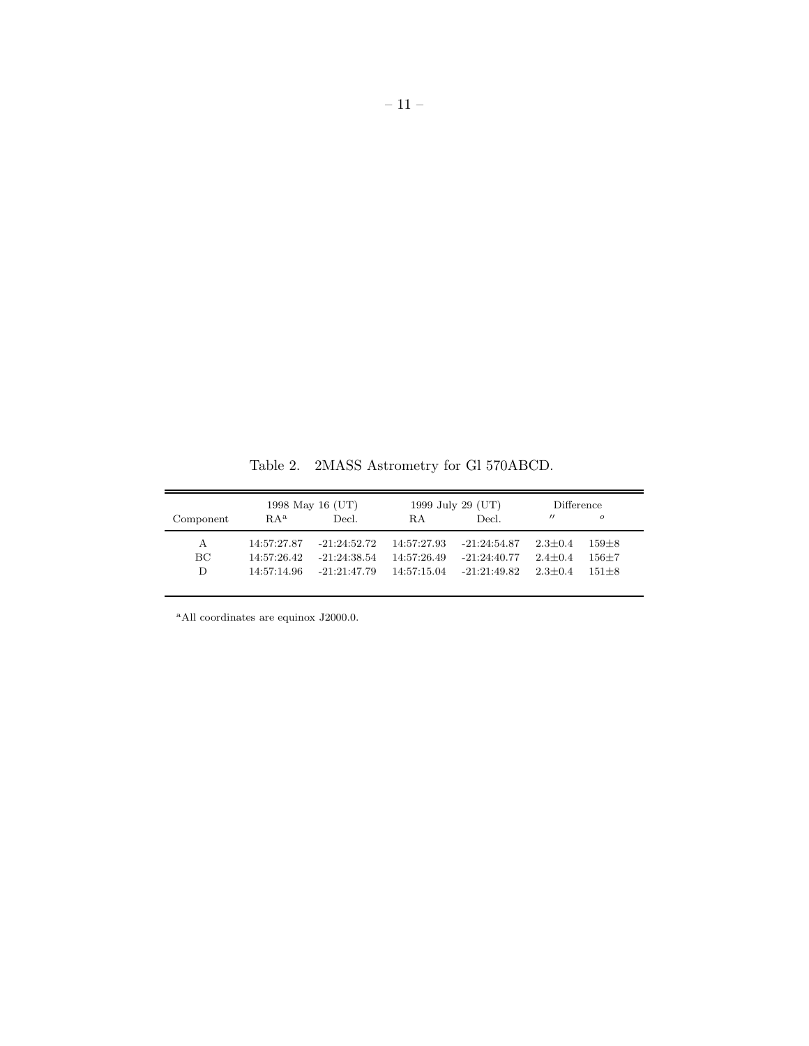Table 2. 2MASS Astrometry for Gl 570ABCD.

| Component | 1998 May 16 (UT) | | 1999 July 29 (UT) | | Difference | |
|---|---|---|---|---|---|---|
| | RA[a] | Decl. | RA | Decl. | $''$ | $^o$ |
| A | 14:57:27.87 | -21:24:52.72 | 14:57:27.93 | -21:24:54.87 | 2.3±0.4 | 159±8 |
| BC | 14:57:26.42 | -21:24:38.54 | 14:57:26.49 | -21:24:40.77 | 2.4±0.4 | 156±7 |
| D | 14:57:14.96 | -21:21:47.79 | 14:57:15.04 | -21:21:49.82 | 2.3±0.4 | 151±8 |

[a]All coordinates are equinox J2000.0.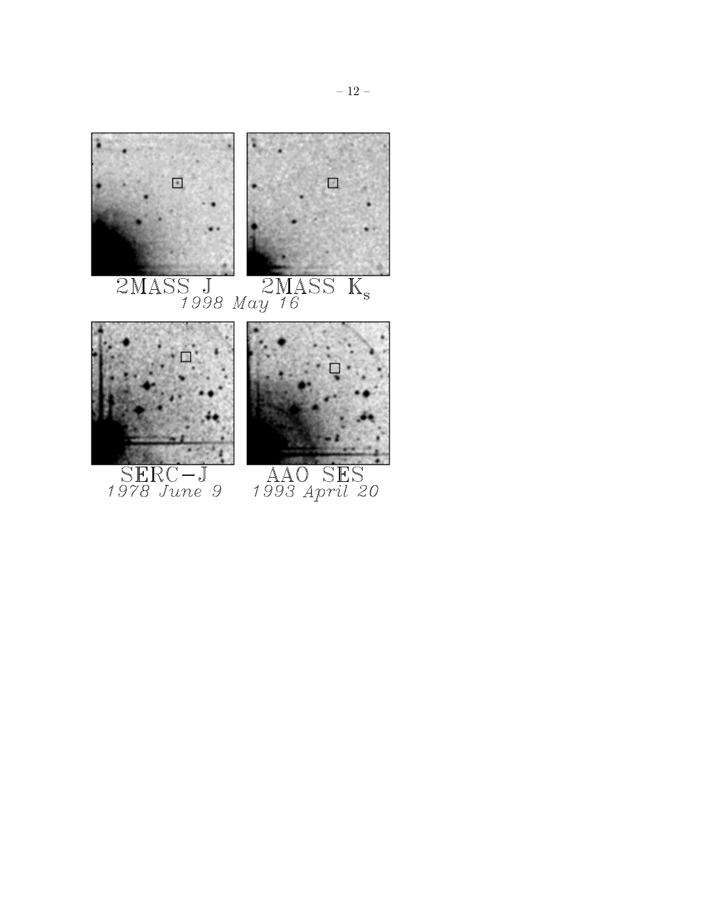2MASS J

2MASS $K_s$

*1998 May 16*

SERC−J

*1978 June 9*

AAO SES

*1993 April 20*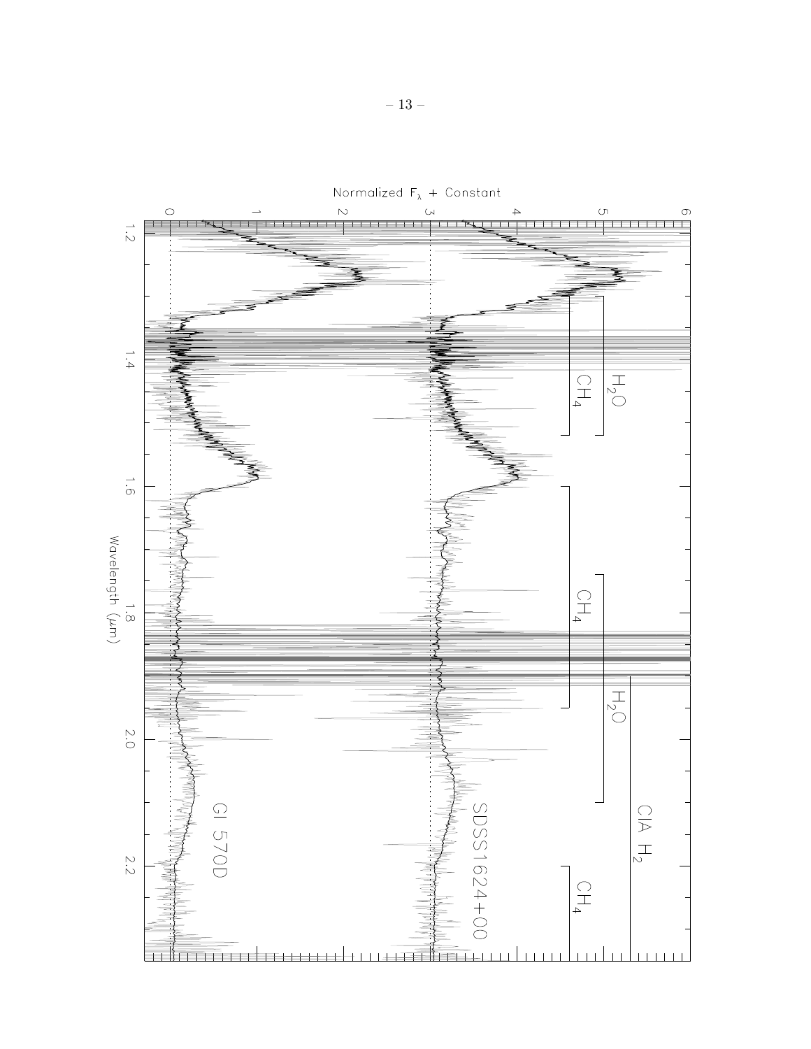Normalized $F_\lambda$ + Constant

0
1
2
3
4
5
6

1.2
1.4
1.6
1.8
2.0
2.2

Wavelength ($\mu m$)

$H_2O$
$CH_4$
$CH_4$
$H_2O$
CIA $H_2$
$CH_4$

SDSS1624+00
Gl 570D